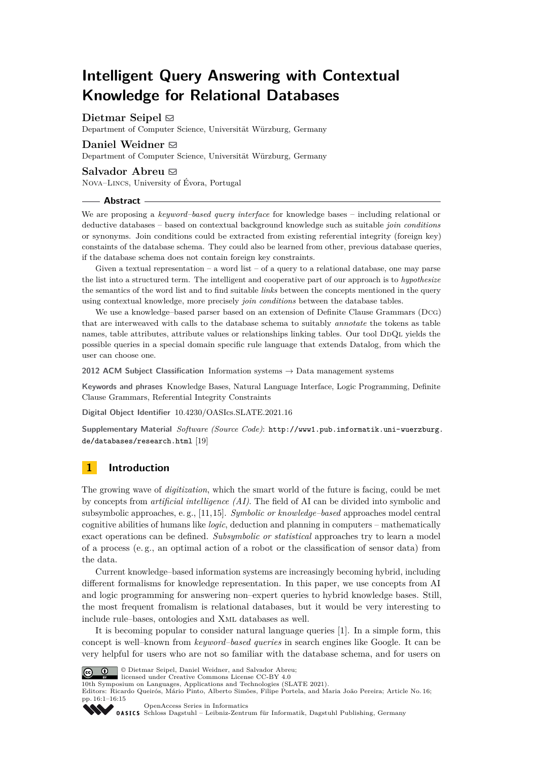# Intelligent Query Answering with Contextual Knowledge for Relational Databases

**Dietmar Seipel** ✉
Department of Computer Science, Universität Würzburg, Germany

**Daniel Weidner** ✉
Department of Computer Science, Universität Würzburg, Germany

**Salvador Abreu** ✉
NOVA–LINCS, University of Évora, Portugal

## Abstract

We are proposing a *keyword–based query interface* for knowledge bases – including relational or deductive databases – based on contextual background knowledge such as suitable *join conditions* or synonyms. Join conditions could be extracted from existing referential integrity (foreign key) constaints of the database schema. They could also be learned from other, previous database queries, if the database schema does not contain foreign key constraints.

Given a textual representation – a word list – of a query to a relational database, one may parse the list into a structured term. The intelligent and cooperative part of our approach is to *hypothesize* the semantics of the word list and to find suitable *links* between the concepts mentioned in the query using contextual knowledge, more precisely *join conditions* between the database tables.

We use a knowledge–based parser based on an extension of Definite Clause Grammars (DCG) that are interweaved with calls to the database schema to suitably *annotate* the tokens as table names, table attributes, attribute values or relationships linking tables. Our tool DDQL yields the possible queries in a special domain specific rule language that extends Datalog, from which the user can choose one.

**2012 ACM Subject Classification** Information systems → Data management systems

**Keywords and phrases** Knowledge Bases, Natural Language Interface, Logic Programming, Definite Clause Grammars, Referential Integrity Constraints

**Digital Object Identifier** 10.4230/OASIcs.SLATE.2021.16

**Supplementary Material** *Software (Source Code)*: http://www1.pub.informatik.uni-wuerzburg.de/databases/research.html [19]

## 1 Introduction

The growing wave of *digitization*, which the smart world of the future is facing, could be met by concepts from *artificial intelligence (AI)*. The field of AI can be divided into symbolic and subsymbolic approaches, e. g., [11,15]. *Symbolic or knowledge–based* approaches model central cognitive abilities of humans like *logic*, deduction and planning in computers – mathematically exact operations can be defined. *Subsymbolic or statistical* approaches try to learn a model of a process (e. g., an optimal action of a robot or the classification of sensor data) from the data.

Current knowledge–based information systems are increasingly becoming hybrid, including different formalisms for knowledge representation. In this paper, we use concepts from AI and logic programming for answering non–expert queries to hybrid knowledge bases. Still, the most frequent fromalism is relational databases, but it would be very interesting to include rule–bases, ontologies and XML databases as well.

It is becoming popular to consider natural language queries [1]. In a simple form, this concept is well–known from *keyword–based queries* in search engines like Google. It can be very helpful for users who are not so familiar with the database schema, and for users on

© Dietmar Seipel, Daniel Weidner, and Salvador Abreu;
licensed under Creative Commons License CC-BY 4.0
10th Symposium on Languages, Applications and Technologies (SLATE 2021).
Editors: Ricardo Queirós, Mário Pinto, Alberto Simões, Filipe Portela, and Maria João Pereira; Article No. 16; pp. 16:1–16:15
OpenAccess Series in Informatics
Schloss Dagstuhl – Leibniz-Zentrum für Informatik, Dagstuhl Publishing, Germany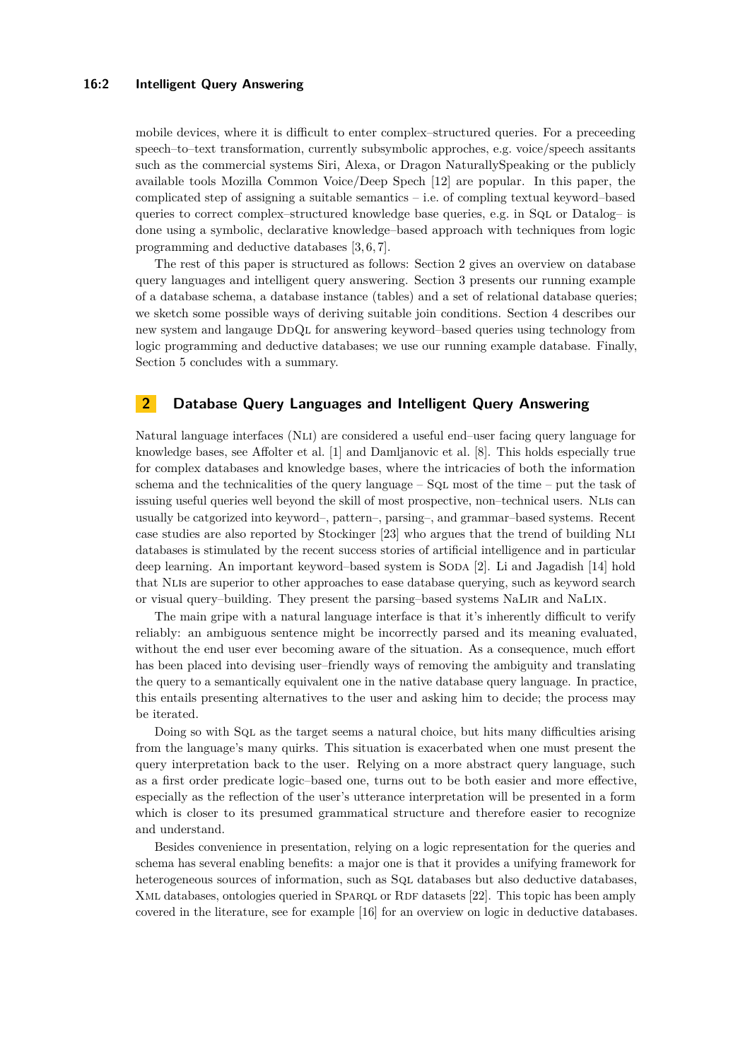mobile devices, where it is difficult to enter complex–structured queries. For a preceeding speech–to–text transformation, currently subsymbolic approches, e.g. voice/speech assitants such as the commercial systems Siri, Alexa, or Dragon NaturallySpeaking or the publicly available tools Mozilla Common Voice/Deep Spech [12] are popular. In this paper, the complicated step of assigning a suitable semantics – i.e. of compling textual keyword–based queries to correct complex–structured knowledge base queries, e.g. in SQL or Datalog– is done using a symbolic, declarative knowledge–based approach with techniques from logic programming and deductive databases [3,6,7].

The rest of this paper is structured as follows: Section 2 gives an overview on database query languages and intelligent query answering. Section 3 presents our running example of a database schema, a database instance (tables) and a set of relational database queries; we sketch some possible ways of deriving suitable join conditions. Section 4 describes our new system and langauge DDQL for answering keyword–based queries using technology from logic programming and deductive databases; we use our running example database. Finally, Section 5 concludes with a summary.

## 2 Database Query Languages and Intelligent Query Answering

Natural language interfaces (NLI) are considered a useful end–user facing query language for knowledge bases, see Affolter et al. [1] and Damljanovic et al. [8]. This holds especially true for complex databases and knowledge bases, where the intricacies of both the information schema and the technicalities of the query language – SQL most of the time – put the task of issuing useful queries well beyond the skill of most prospective, non–technical users. NLIs can usually be catgorized into keyword–, pattern–, parsing–, and grammar–based systems. Recent case studies are also reported by Stockinger [23] who argues that the trend of building NLI databases is stimulated by the recent success stories of artificial intelligence and in particular deep learning. An important keyword–based system is SODA [2]. Li and Jagadish [14] hold that NLIs are superior to other approaches to ease database querying, such as keyword search or visual query–building. They present the parsing–based systems NaLIR and NaLIX.

The main gripe with a natural language interface is that it's inherently difficult to verify reliably: an ambiguous sentence might be incorrectly parsed and its meaning evaluated, without the end user ever becoming aware of the situation. As a consequence, much effort has been placed into devising user–friendly ways of removing the ambiguity and translating the query to a semantically equivalent one in the native database query language. In practice, this entails presenting alternatives to the user and asking him to decide; the process may be iterated.

Doing so with SQL as the target seems a natural choice, but hits many difficulties arising from the language's many quirks. This situation is exacerbated when one must present the query interpretation back to the user. Relying on a more abstract query language, such as a first order predicate logic–based one, turns out to be both easier and more effective, especially as the reflection of the user's utterance interpretation will be presented in a form which is closer to its presumed grammatical structure and therefore easier to recognize and understand.

Besides convenience in presentation, relying on a logic representation for the queries and schema has several enabling benefits: a major one is that it provides a unifying framework for heterogeneous sources of information, such as SQL databases but also deductive databases, XML databases, ontologies queried in SPARQL or RDF datasets [22]. This topic has been amply covered in the literature, see for example [16] for an overview on logic in deductive databases.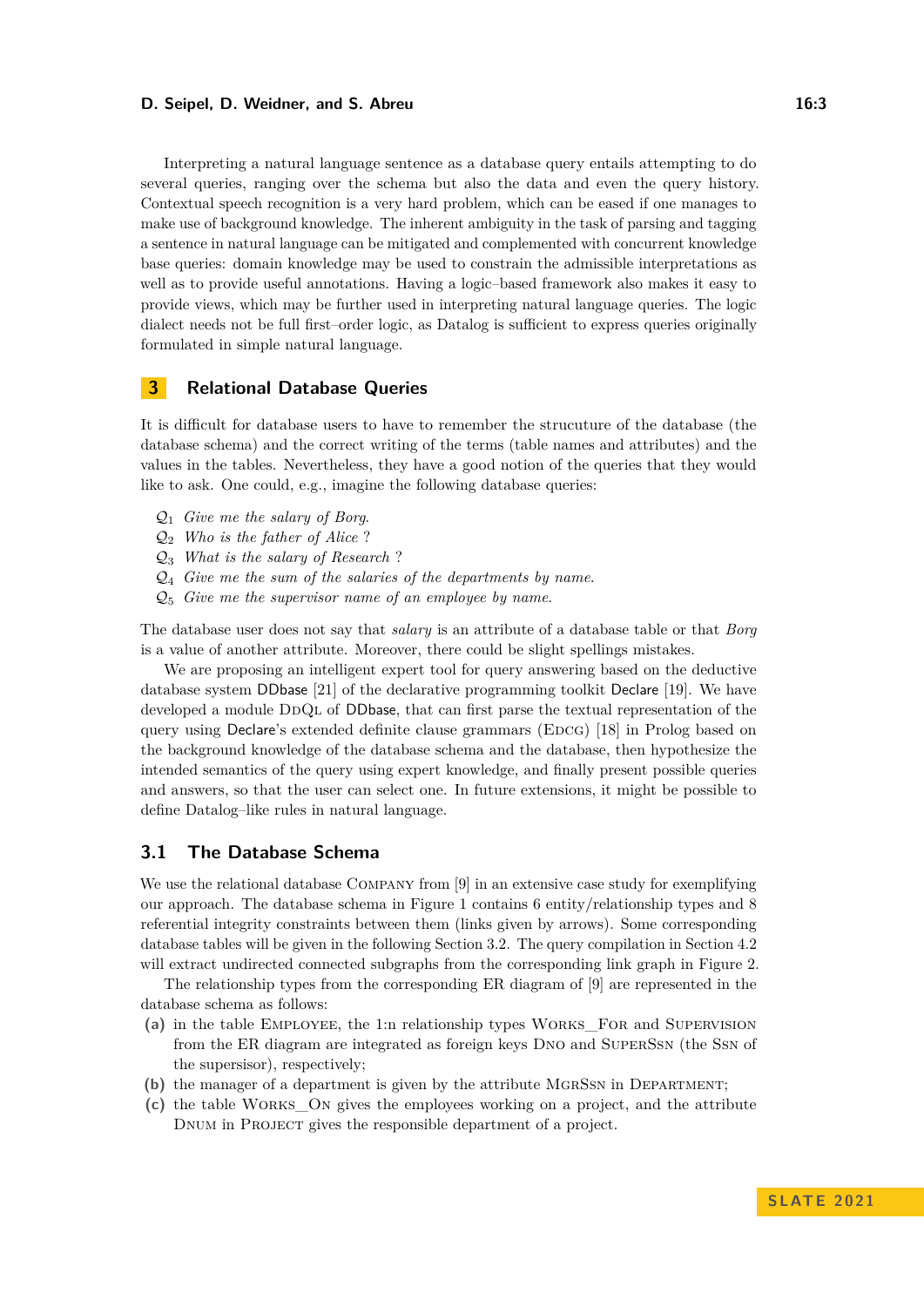Interpreting a natural language sentence as a database query entails attempting to do several queries, ranging over the schema but also the data and even the query history. Contextual speech recognition is a very hard problem, which can be eased if one manages to make use of background knowledge. The inherent ambiguity in the task of parsing and tagging a sentence in natural language can be mitigated and complemented with concurrent knowledge base queries: domain knowledge may be used to constrain the admissible interpretations as well as to provide useful annotations. Having a logic–based framework also makes it easy to provide views, which may be further used in interpreting natural language queries. The logic dialect needs not be full first–order logic, as Datalog is sufficient to express queries originally formulated in simple natural language.

## 3 Relational Database Queries

It is difficult for database users to have to remember the strucuture of the database (the database schema) and the correct writing of the terms (table names and attributes) and the values in the tables. Nevertheless, they have a good notion of the queries that they would like to ask. One could, e.g., imagine the following database queries:

$\mathcal{Q}_1$ *Give me the salary of Borg.*
$\mathcal{Q}_2$ *Who is the father of Alice ?*
$\mathcal{Q}_3$ *What is the salary of Research ?*
$\mathcal{Q}_4$ *Give me the sum of the salaries of the departments by name.*
$\mathcal{Q}_5$ *Give me the supervisor name of an employee by name.*

The database user does not say that *salary* is an attribute of a database table or that *Borg* is a value of another attribute. Moreover, there could be slight spellings mistakes.

We are proposing an intelligent expert tool for query answering based on the deductive database system DDbase [21] of the declarative programming toolkit Declare [19]. We have developed a module DdQl of DDbase, that can first parse the textual representation of the query using Declare's extended definite clause grammars (Edcg) [18] in Prolog based on the background knowledge of the database schema and the database, then hypothesize the intended semantics of the query using expert knowledge, and finally present possible queries and answers, so that the user can select one. In future extensions, it might be possible to define Datalog–like rules in natural language.

### 3.1 The Database Schema

We use the relational database Company from [9] in an extensive case study for exemplifying our approach. The database schema in Figure 1 contains 6 entity/relationship types and 8 referential integrity constraints between them (links given by arrows). Some corresponding database tables will be given in the following Section 3.2. The query compilation in Section 4.2 will extract undirected connected subgraphs from the corresponding link graph in Figure 2.

The relationship types from the corresponding ER diagram of [9] are represented in the database schema as follows:

**(a)** in the table Employee, the 1:n relationship types Works_For and Supervision from the ER diagram are integrated as foreign keys Dno and SuperSsn (the Ssn of the supersisor), respectively;
**(b)** the manager of a department is given by the attribute MgrSsn in Department;
**(c)** the table Works_On gives the employees working on a project, and the attribute Dnum in Project gives the responsible department of a project.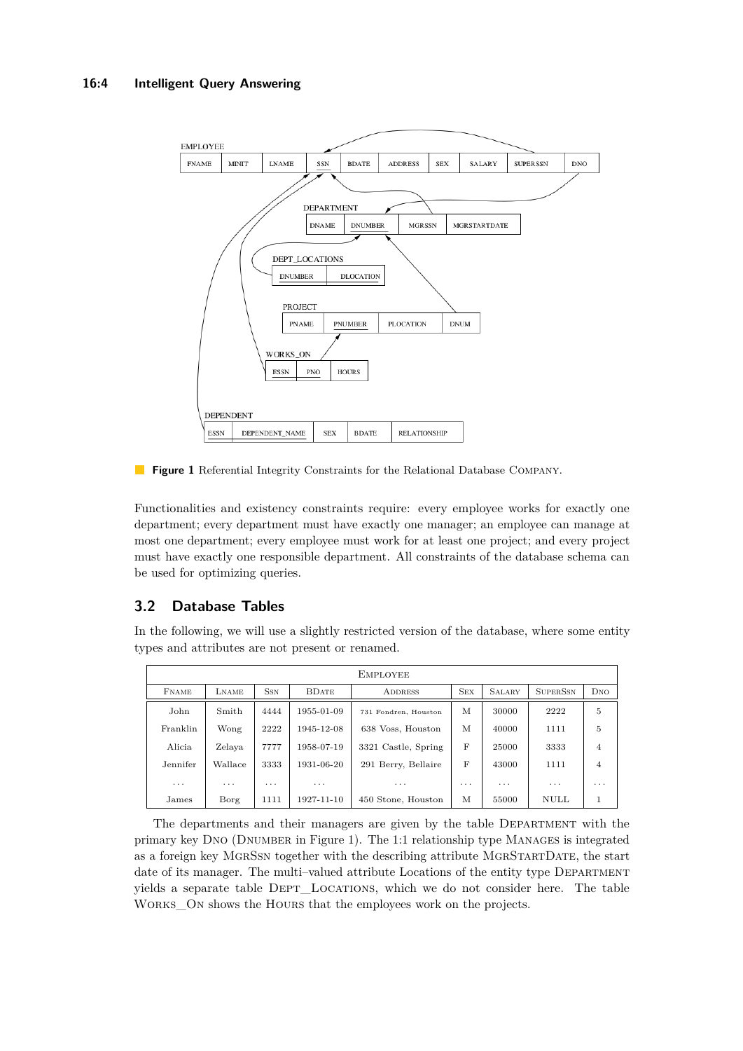**Figure 1** Referential Integrity Constraints for the Relational Database COMPANY.

Functionalities and existency constraints require: every employee works for exactly one department; every department must have exactly one manager; an employee can manage at most one department; every employee must work for at least one project; and every project must have exactly one responsible department. All constraints of the database schema can be used for optimizing queries.

## 3.2 Database Tables

In the following, we will use a slightly restricted version of the database, where some entity types and attributes are not present or renamed.

| EMPLOYEE | | | | | | | | |
|---|---|---|---|---|---|---|---|---|
| FNAME | LNAME | SSN | BDATE | ADDRESS | SEX | SALARY | SUPERSSN | DNO |
| John | Smith | 4444 | 1955-01-09 | 731 Fondren, Houston | M | 30000 | 2222 | 5 |
| Franklin | Wong | 2222 | 1945-12-08 | 638 Voss, Houston | M | 40000 | 1111 | 5 |
| Alicia | Zelaya | 7777 | 1958-07-19 | 3321 Castle, Spring | F | 25000 | 3333 | 4 |
| Jennifer | Wallace | 3333 | 1931-06-20 | 291 Berry, Bellaire | F | 43000 | 1111 | 4 |
| ... | ... | ... | ... | ... | ... | ... | ... | ... |
| James | Borg | 1111 | 1927-11-10 | 450 Stone, Houston | M | 55000 | NULL | 1 |

The departments and their managers are given by the table DEPARTMENT with the primary key DNO (DNUMBER in Figure 1). The 1:1 relationship type MANAGES is integrated as a foreign key MGRSSN together with the describing attribute MGRSTARTDATE, the start date of its manager. The multi–valued attribute Locations of the entity type DEPARTMENT yields a separate table DEPT_LOCATIONS, which we do not consider here. The table WORKS_ON shows the HOURS that the employees work on the projects.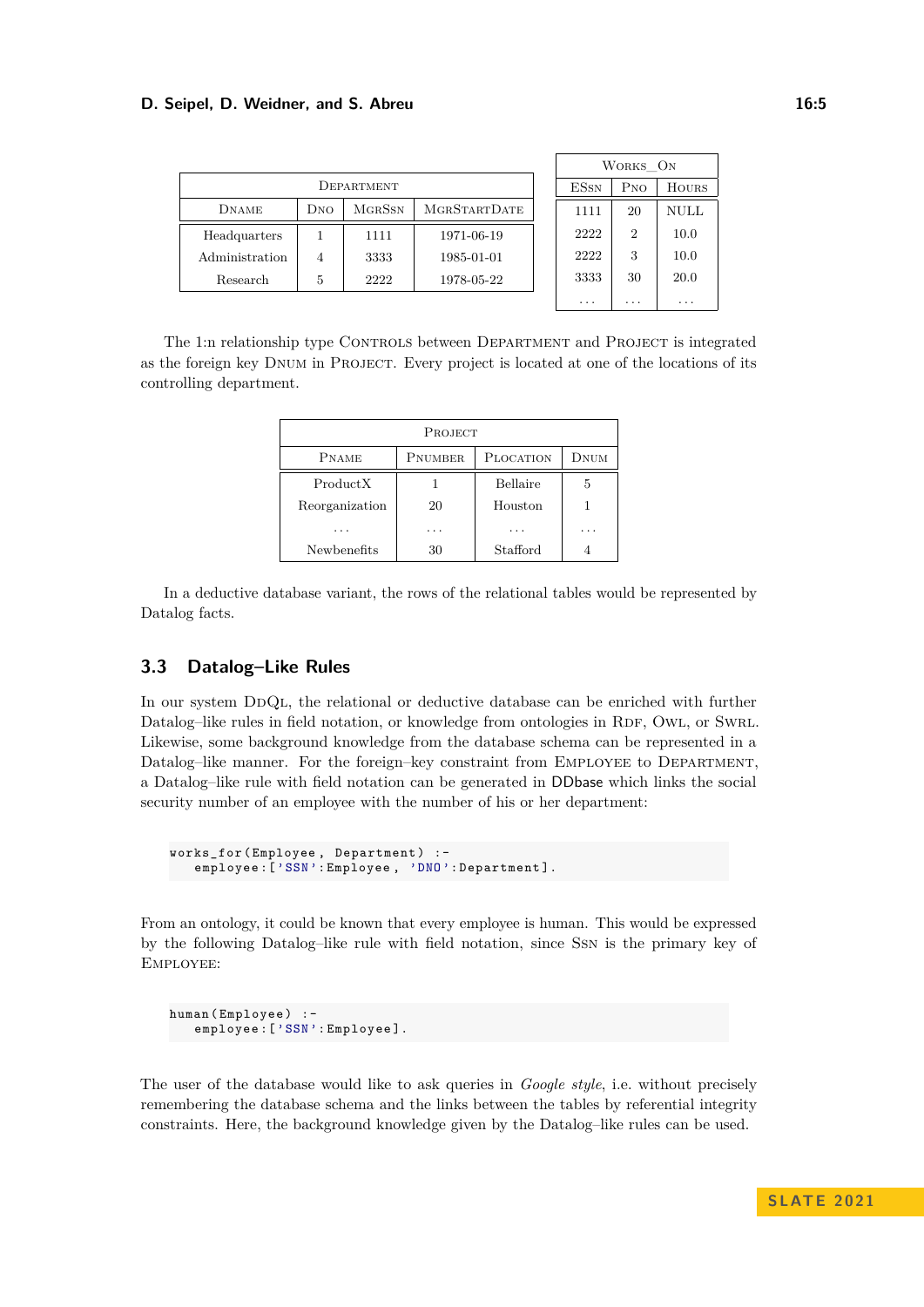| Department | | | |
|---|---|---|---|
| Dname | Dno | MgrSsn | MgrStartDate |
| Headquarters | 1 | 1111 | 1971-06-19 |
| Administration | 4 | 3333 | 1985-01-01 |
| Research | 5 | 2222 | 1978-05-22 |

| Works_On | | |
|---|---|---|
| ESsn | Pno | Hours |
| 1111 | 20 | NULL |
| 2222 | 2 | 10.0 |
| 2222 | 3 | 10.0 |
| 3333 | 30 | 20.0 |
| ... | ... | ... |

The 1:n relationship type Controls between Department and Project is integrated as the foreign key Dnum in Project. Every project is located at one of the locations of its controlling department.

| Project | | | |
|---|---|---|---|
| Pname | Pnumber | Plocation | Dnum |
| ProductX | 1 | Bellaire | 5 |
| Reorganization | 20 | Houston | 1 |
| ... | ... | ... | ... |
| Newbenefits | 30 | Stafford | 4 |

In a deductive database variant, the rows of the relational tables would be represented by Datalog facts.

### 3.3 Datalog–Like Rules

In our system DdQl, the relational or deductive database can be enriched with further Datalog–like rules in field notation, or knowledge from ontologies in Rdf, Owl, or Swrl. Likewise, some background knowledge from the database schema can be represented in a Datalog–like manner. For the foreign–key constraint from Employee to Department, a Datalog–like rule with field notation can be generated in DDbase which links the social security number of an employee with the number of his or her department:

```
works_for(Employee, Department) :-
   employee:['SSN':Employee, 'DNO':Department].
```

From an ontology, it could be known that every employee is human. This would be expressed by the following Datalog–like rule with field notation, since Ssn is the primary key of Employee:

```
human(Employee) :-
   employee:['SSN':Employee].
```

The user of the database would like to ask queries in *Google style*, i.e. without precisely remembering the database schema and the links between the tables by referential integrity constraints. Here, the background knowledge given by the Datalog–like rules can be used.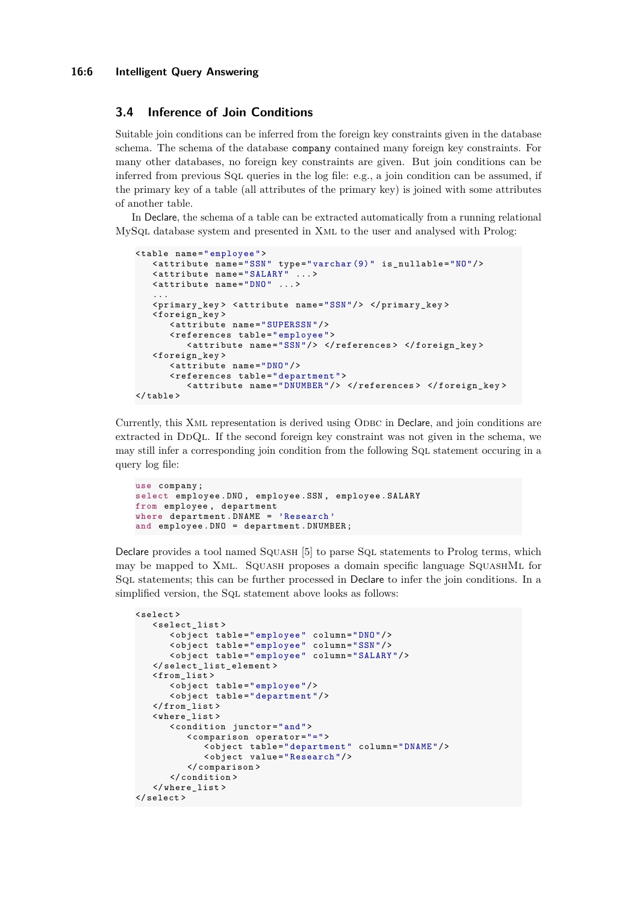## 3.4 Inference of Join Conditions

Suitable join conditions can be inferred from the foreign key constraints given in the database schema. The schema of the database `company` contained many foreign key constraints. For many other databases, no foreign key constraints are given. But join conditions can be inferred from previous SQL queries in the log file: e.g., a join condition can be assumed, if the primary key of a table (all attributes of the primary key) is joined with some attributes of another table.

In Declare, the schema of a table can be extracted automatically from a running relational MySQL database system and presented in XML to the user and analysed with Prolog:

```
<table name="employee">
   <attribute name="SSN" type="varchar(9)" is_nullable="NO"/>
   <attribute name="SALARY" ...>
   <attribute name="DNO" ...>
   ...
   <primary_key> <attribute name="SSN"/> </primary_key>
   <foreign_key>
      <attribute name="SUPERSSN"/>
      <references table="employee">
         <attribute name="SSN"/> </references> </foreign_key>
   <foreign_key>
      <attribute name="DNO"/>
      <references table="department">
         <attribute name="DNUMBER"/> </references> </foreign_key>
</table>
```

Currently, this XML representation is derived using ODBC in Declare, and join conditions are extracted in DDQL. If the second foreign key constraint was not given in the schema, we may still infer a corresponding join condition from the following SQL statement occuring in a query log file:

```
use company;
select employee.DNO, employee.SSN, employee.SALARY
from employee, department
where department.DNAME = 'Research'
and employee.DNO = department.DNUMBER;
```

Declare provides a tool named SQUASH [5] to parse SQL statements to Prolog terms, which may be mapped to XML. SQUASH proposes a domain specific language SQUASHML for SQL statements; this can be further processed in Declare to infer the join conditions. In a simplified version, the SQL statement above looks as follows:

```
<select>
   <select_list>
      <object table="employee" column="DNO"/>
      <object table="employee" column="SSN"/>
      <object table="employee" column="SALARY"/>
   </select_list_element>
   <from_list>
      <object table="employee"/>
      <object table="department"/>
   </from_list>
   <where_list>
      <condition junctor="and">
         <comparison operator="=">
            <object table="department" column="DNAME"/>
            <object value="Research"/>
         </comparison>
      </condition>
   </where_list>
</select>
```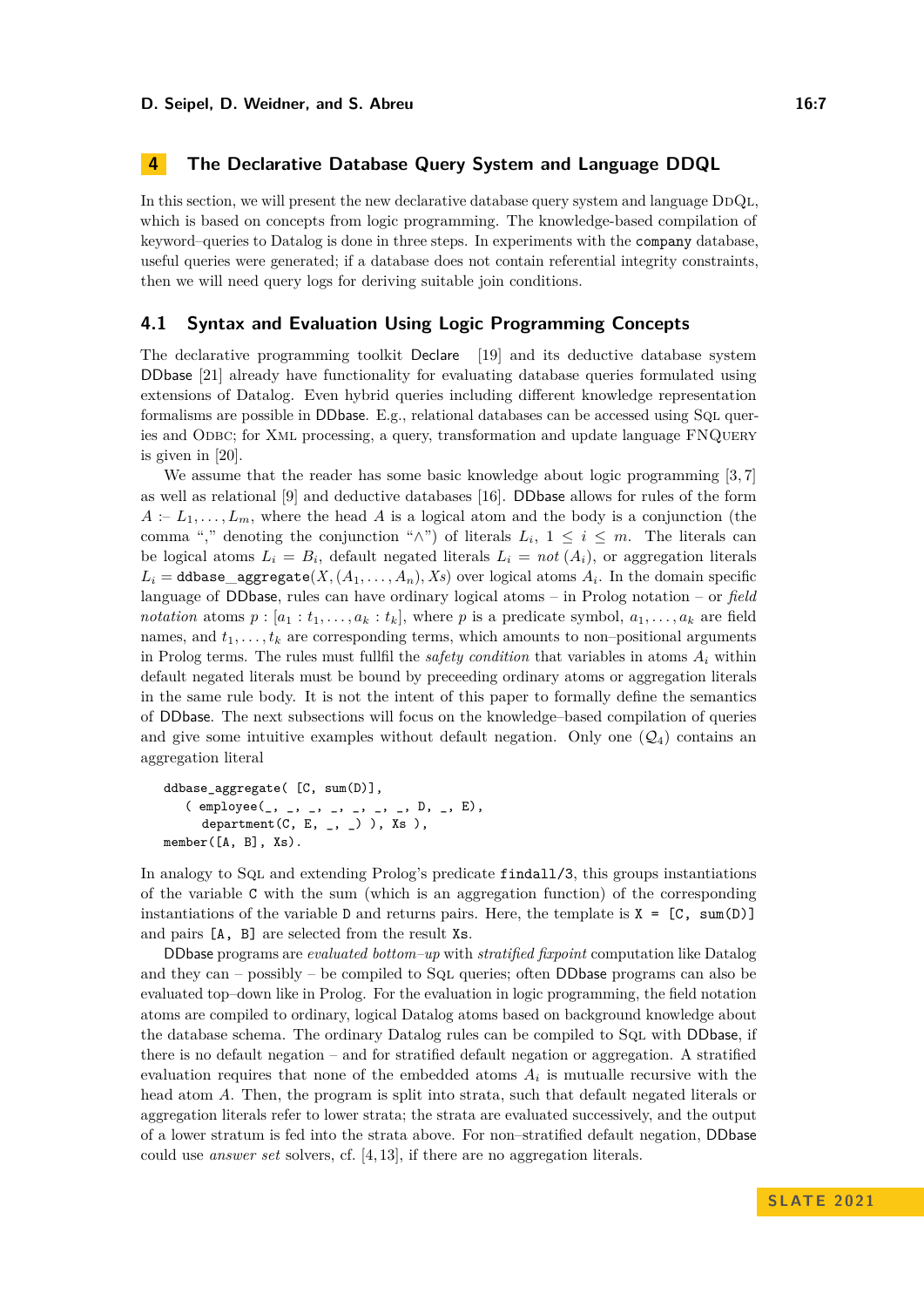## 4 The Declarative Database Query System and Language DDQL

In this section, we will present the new declarative database query system and language DDQL, which is based on concepts from logic programming. The knowledge-based compilation of keyword–queries to Datalog is done in three steps. In experiments with the `company` database, useful queries were generated; if a database does not contain referential integrity constraints, then we will need query logs for deriving suitable join conditions.

### 4.1 Syntax and Evaluation Using Logic Programming Concepts

The declarative programming toolkit Declare [19] and its deductive database system DDbase [21] already have functionality for evaluating database queries formulated using extensions of Datalog. Even hybrid queries including different knowledge representation formalisms are possible in DDbase. E.g., relational databases can be accessed using SQL queries and ODBC; for XML processing, a query, transformation and update language FNQUERY is given in [20].

We assume that the reader has some basic knowledge about logic programming [3, 7] as well as relational [9] and deductive databases [16]. DDbase allows for rules of the form $A$ :- $L_1, \ldots, L_m$, where the head $A$ is a logical atom and the body is a conjunction (the comma "," denoting the conjunction "$\wedge$") of literals $L_i$, $1 \le i \le m$. The literals can be logical atoms $L_i = B_i$, default negated literals $L_i = not\,(A_i)$, or aggregation literals $L_i =$ `ddbase_aggregate`$(X, (A_1, \ldots, A_n), Xs)$ over logical atoms $A_i$. In the domain specific language of DDbase, rules can have ordinary logical atoms – in Prolog notation – or *field notation* atoms $p : [a_1 : t_1, \ldots, a_k : t_k]$, where $p$ is a predicate symbol, $a_1, \ldots, a_k$ are field names, and $t_1, \ldots, t_k$ are corresponding terms, which amounts to non–positional arguments in Prolog terms. The rules must fullfil the *safety condition* that variables in atoms $A_i$ within default negated literals must be bound by preceeding ordinary atoms or aggregation literals in the same rule body. It is not the intent of this paper to formally define the semantics of DDbase. The next subsections will focus on the knowledge–based compilation of queries and give some intuitive examples without default negation. Only one ($\mathcal{Q}_4$) contains an aggregation literal

```
ddbase_aggregate( [C, sum(D)],
   ( employee(_, _, _, _, _, _, _, D, _, E),
     department(C, E, _, _) ), Xs ),
member([A, B], Xs).
```

In analogy to SQL and extending Prolog's predicate `findall/3`, this groups instantiations of the variable `C` with the sum (which is an aggregation function) of the corresponding instantiations of the variable `D` and returns pairs. Here, the template is `X = [C, sum(D)]` and pairs `[A, B]` are selected from the result `Xs`.

DDbase programs are *evaluated bottom–up* with *stratified fixpoint* computation like Datalog and they can – possibly – be compiled to SQL queries; often DDbase programs can also be evaluated top–down like in Prolog. For the evaluation in logic programming, the field notation atoms are compiled to ordinary, logical Datalog atoms based on background knowledge about the database schema. The ordinary Datalog rules can be compiled to SQL with DDbase, if there is no default negation – and for stratified default negation or aggregation. A stratified evaluation requires that none of the embedded atoms $A_i$ is mutualle recursive with the head atom $A$. Then, the program is split into strata, such that default negated literals or aggregation literals refer to lower strata; the strata are evaluated successively, and the output of a lower stratum is fed into the strata above. For non–stratified default negation, DDbase could use *answer set* solvers, cf. [4, 13], if there are no aggregation literals.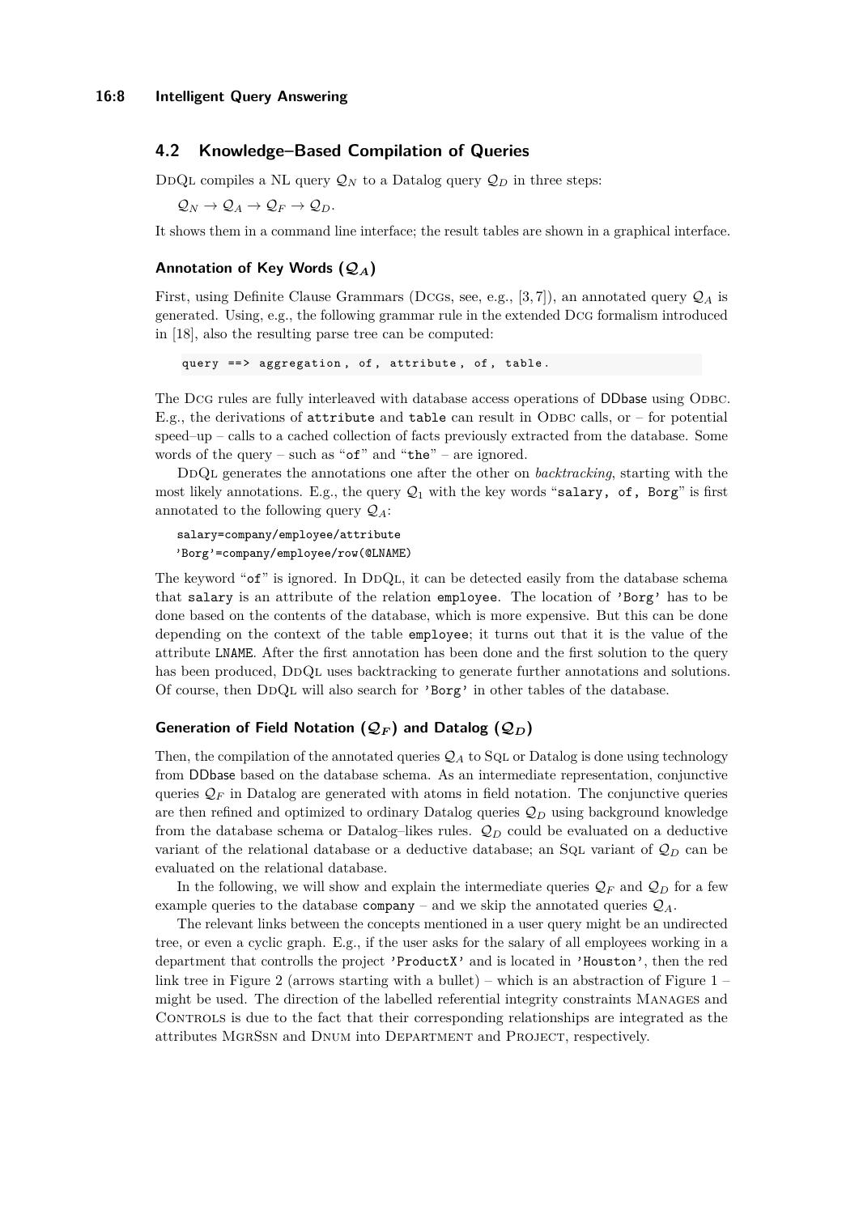## 4.2 Knowledge–Based Compilation of Queries

DDQL compiles a NL query $\mathcal{Q}_N$ to a Datalog query $\mathcal{Q}_D$ in three steps:

$\mathcal{Q}_N \rightarrow \mathcal{Q}_A \rightarrow \mathcal{Q}_F \rightarrow \mathcal{Q}_D$.

It shows them in a command line interface; the result tables are shown in a graphical interface.

### Annotation of Key Words ($\mathcal{Q}_A$)

First, using Definite Clause Grammars (DCGs, see, e.g., [3, 7]), an annotated query $\mathcal{Q}_A$ is generated. Using, e.g., the following grammar rule in the extended DCG formalism introduced in [18], also the resulting parse tree can be computed:

```
query ==> aggregation, of, attribute, of, table.
```

The DCG rules are fully interleaved with database access operations of DDbase using ODBC. E.g., the derivations of `attribute` and `table` can result in ODBC calls, or – for potential speed–up – calls to a cached collection of facts previously extracted from the database. Some words of the query – such as "`of`" and "`the`" – are ignored.

DDQL generates the annotations one after the other on *backtracking*, starting with the most likely annotations. E.g., the query $\mathcal{Q}_1$ with the key words "`salary, of, Borg`" is first annotated to the following query $\mathcal{Q}_A$:

```
salary=company/employee/attribute
'Borg'=company/employee/row(@LNAME)
```

The keyword "`of`" is ignored. In DDQL, it can be detected easily from the database schema that `salary` is an attribute of the relation `employee`. The location of `'Borg'` has to be done based on the contents of the database, which is more expensive. But this can be done depending on the context of the table `employee`; it turns out that it is the value of the attribute `LNAME`. After the first annotation has been done and the first solution to the query has been produced, DDQL uses backtracking to generate further annotations and solutions. Of course, then DDQL will also search for `'Borg'` in other tables of the database.

### Generation of Field Notation ($\mathcal{Q}_F$) and Datalog ($\mathcal{Q}_D$)

Then, the compilation of the annotated queries $\mathcal{Q}_A$ to SQL or Datalog is done using technology from DDbase based on the database schema. As an intermediate representation, conjunctive queries $\mathcal{Q}_F$ in Datalog are generated with atoms in field notation. The conjunctive queries are then refined and optimized to ordinary Datalog queries $\mathcal{Q}_D$ using background knowledge from the database schema or Datalog–likes rules. $\mathcal{Q}_D$ could be evaluated on a deductive variant of the relational database or a deductive database; an SQL variant of $\mathcal{Q}_D$ can be evaluated on the relational database.

In the following, we will show and explain the intermediate queries $\mathcal{Q}_F$ and $\mathcal{Q}_D$ for a few example queries to the database `company` – and we skip the annotated queries $\mathcal{Q}_A$.

The relevant links between the concepts mentioned in a user query might be an undirected tree, or even a cyclic graph. E.g., if the user asks for the salary of all employees working in a department that controlls the project `'ProductX'` and is located in `'Houston'`, then the red link tree in Figure 2 (arrows starting with a bullet) – which is an abstraction of Figure 1 – might be used. The direction of the labelled referential integrity constraints MANAGES and CONTROLS is due to the fact that their corresponding relationships are integrated as the attributes MGRSSN and DNUM into DEPARTMENT and PROJECT, respectively.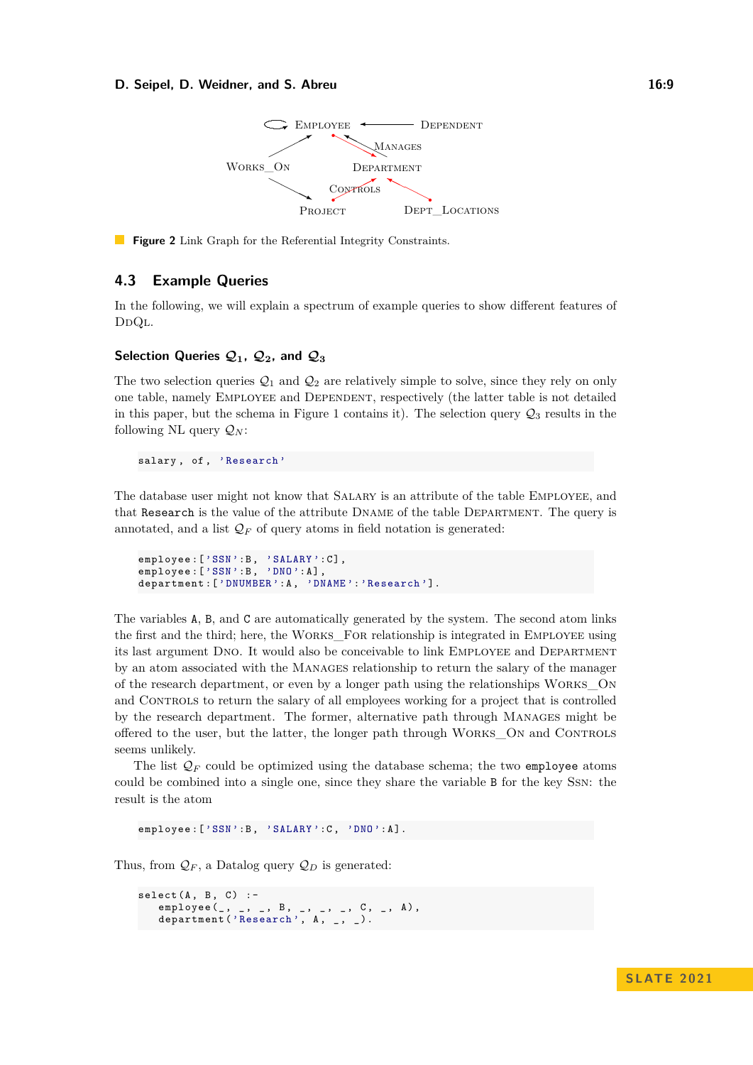Figure 2 Link Graph for the Referential Integrity Constraints.

## 4.3 Example Queries

In the following, we will explain a spectrum of example queries to show different features of DdQl.

### Selection Queries $\mathcal{Q}_1$, $\mathcal{Q}_2$, and $\mathcal{Q}_3$

The two selection queries $\mathcal{Q}_1$ and $\mathcal{Q}_2$ are relatively simple to solve, since they rely on only one table, namely Employee and Dependent, respectively (the latter table is not detailed in this paper, but the schema in Figure 1 contains it). The selection query $\mathcal{Q}_3$ results in the following NL query $\mathcal{Q}_N$:

```
salary, of, 'Research'
```

The database user might not know that Salary is an attribute of the table Employee, and that `Research` is the value of the attribute Dname of the table Department. The query is annotated, and a list $\mathcal{Q}_F$ of query atoms in field notation is generated:

```
employee:['SSN':B, 'SALARY':C],
employee:['SSN':B, 'DNO':A],
department:['DNUMBER':A, 'DNAME':'Research'].
```

The variables `A`, `B`, and `C` are automatically generated by the system. The second atom links the first and the third; here, the Works_For relationship is integrated in Employee using its last argument Dno. It would also be conceivable to link Employee and Department by an atom associated with the Manages relationship to return the salary of the manager of the research department, or even by a longer path using the relationships Works_On and Controls to return the salary of all employees working for a project that is controlled by the research department. The former, alternative path through Manages might be offered to the user, but the latter, the longer path through Works_On and Controls seems unlikely.

The list $\mathcal{Q}_F$ could be optimized using the database schema; the two `employee` atoms could be combined into a single one, since they share the variable `B` for the key Ssn: the result is the atom

```
employee:['SSN':B, 'SALARY':C, 'DNO':A].
```

Thus, from $\mathcal{Q}_F$, a Datalog query $\mathcal{Q}_D$ is generated:

```
select(A, B, C) :-
   employee(_, _, _, B, _, _, _, C, _, A),
   department('Research', A, _, _).
```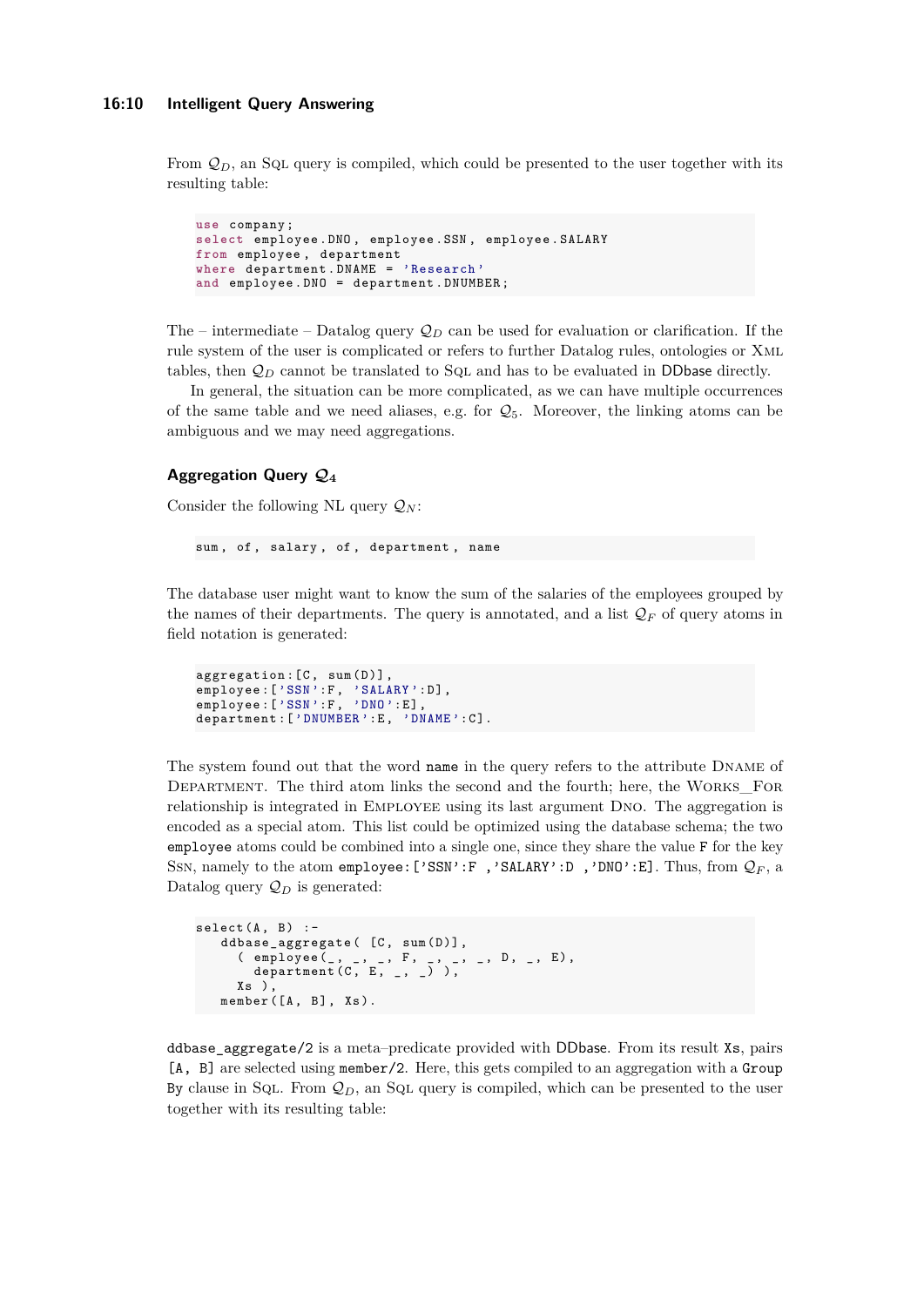From $\mathcal{Q}_D$, an SQL query is compiled, which could be presented to the user together with its resulting table:

```
use company;
select employee.DNO, employee.SSN, employee.SALARY
from employee, department
where department.DNAME = 'Research'
and employee.DNO = department.DNUMBER;
```

The – intermediate – Datalog query $\mathcal{Q}_D$ can be used for evaluation or clarification. If the rule system of the user is complicated or refers to further Datalog rules, ontologies or XML tables, then $\mathcal{Q}_D$ cannot be translated to SQL and has to be evaluated in DDbase directly.

In general, the situation can be more complicated, as we can have multiple occurrences of the same table and we need aliases, e.g. for $\mathcal{Q}_5$. Moreover, the linking atoms can be ambiguous and we may need aggregations.

### Aggregation Query $\mathcal{Q}_4$

Consider the following NL query $\mathcal{Q}_N$:

```
sum, of, salary, of, department, name
```

The database user might want to know the sum of the salaries of the employees grouped by the names of their departments. The query is annotated, and a list $\mathcal{Q}_F$ of query atoms in field notation is generated:

```
aggregation:[C, sum(D)],
employee:['SSN':F, 'SALARY':D],
employee:['SSN':F, 'DNO':E],
department:['DNUMBER':E, 'DNAME':C].
```

The system found out that the word `name` in the query refers to the attribute DNAME of DEPARTMENT. The third atom links the second and the fourth; here, the WORKS_FOR relationship is integrated in EMPLOYEE using its last argument DNO. The aggregation is encoded as a special atom. This list could be optimized using the database schema; the two `employee` atoms could be combined into a single one, since they share the value `F` for the key SSN, namely to the atom `employee:['SSN':F ,'SALARY':D ,'DNO':E]`. Thus, from $\mathcal{Q}_F$, a Datalog query $\mathcal{Q}_D$ is generated:

```
select(A, B) :-
    ddbase_aggregate( [C, sum(D)],
      ( employee(_, _, _, F, _, _, _, D, _, E),
        department(C, E, _, _) ),
      Xs ),
    member([A, B], Xs).
```

`ddbase_aggregate/2` is a meta–predicate provided with DDbase. From its result `Xs`, pairs `[A, B]` are selected using `member/2`. Here, this gets compiled to an aggregation with a `Group By` clause in SQL. From $\mathcal{Q}_D$, an SQL query is compiled, which can be presented to the user together with its resulting table: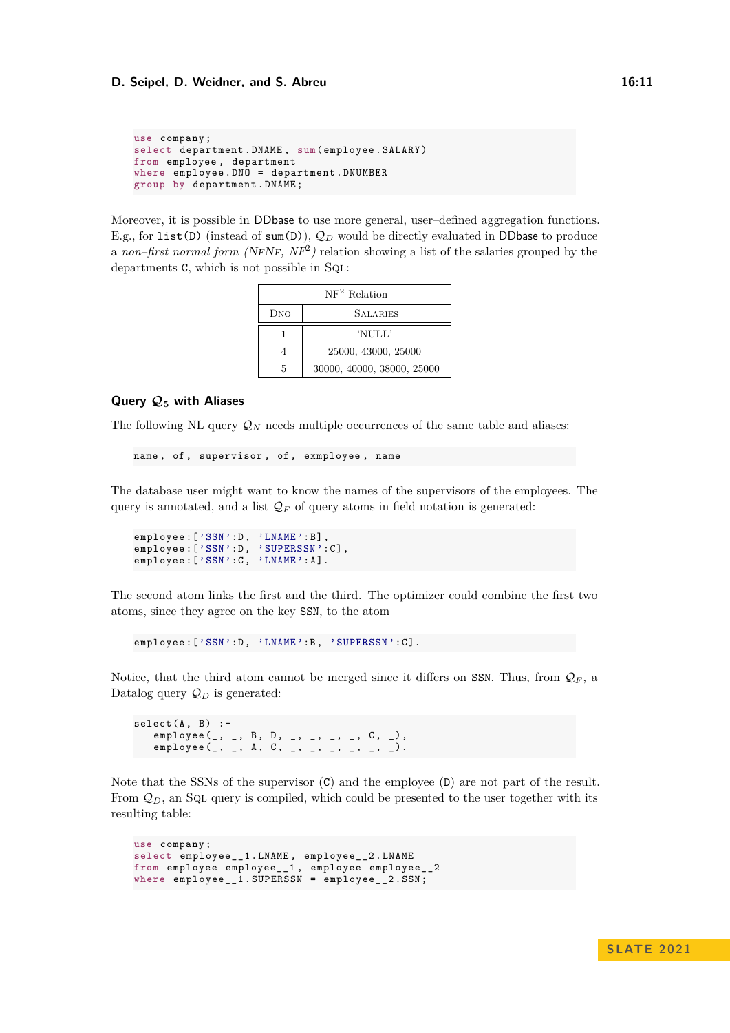```
use company;
select department.DNAME, sum(employee.SALARY)
from employee, department
where employee.DNO = department.DNUMBER
group by department.DNAME;
```

Moreover, it is possible in DDbase to use more general, user–defined aggregation functions. E.g., for `list(D)` (instead of `sum(D)`), $\mathcal{Q}_D$ would be directly evaluated in DDbase to produce a *non–first normal form (NFNF, NF$^2$)* relation showing a list of the salaries grouped by the departments `C`, which is not possible in SQL:

| NF$^2$ Relation | |
|---|---|
| DNO | SALARIES |
| 1 | 'NULL' |
| 4 | 25000, 43000, 25000 |
| 5 | 30000, 40000, 38000, 25000 |

### Query $\mathcal{Q}_5$ with Aliases

The following NL query $\mathcal{Q}_N$ needs multiple occurrences of the same table and aliases:

```
name, of, supervisor, of, exmployee, name
```

The database user might want to know the names of the supervisors of the employees. The query is annotated, and a list $\mathcal{Q}_F$ of query atoms in field notation is generated:

```
employee:['SSN':D, 'LNAME':B],
employee:['SSN':D, 'SUPERSSN':C],
employee:['SSN':C, 'LNAME':A].
```

The second atom links the first and the third. The optimizer could combine the first two atoms, since they agree on the key `SSN`, to the atom

```
employee:['SSN':D, 'LNAME':B, 'SUPERSSN':C].
```

Notice, that the third atom cannot be merged since it differs on `SSN`. Thus, from $\mathcal{Q}_F$, a Datalog query $\mathcal{Q}_D$ is generated:

```
select(A, B) :-
   employee(_, _, B, D, _, _, _, _, C, _),
   employee(_, _, A, C, _, _, _, _, _, _).
```

Note that the SSNs of the supervisor (`C`) and the employee (`D`) are not part of the result. From $\mathcal{Q}_D$, an SQL query is compiled, which could be presented to the user together with its resulting table:

```
use company;
select employee__1.LNAME, employee__2.LNAME
from employee employee__1, employee employee__2
where employee__1.SUPERSSN = employee__2.SSN;
```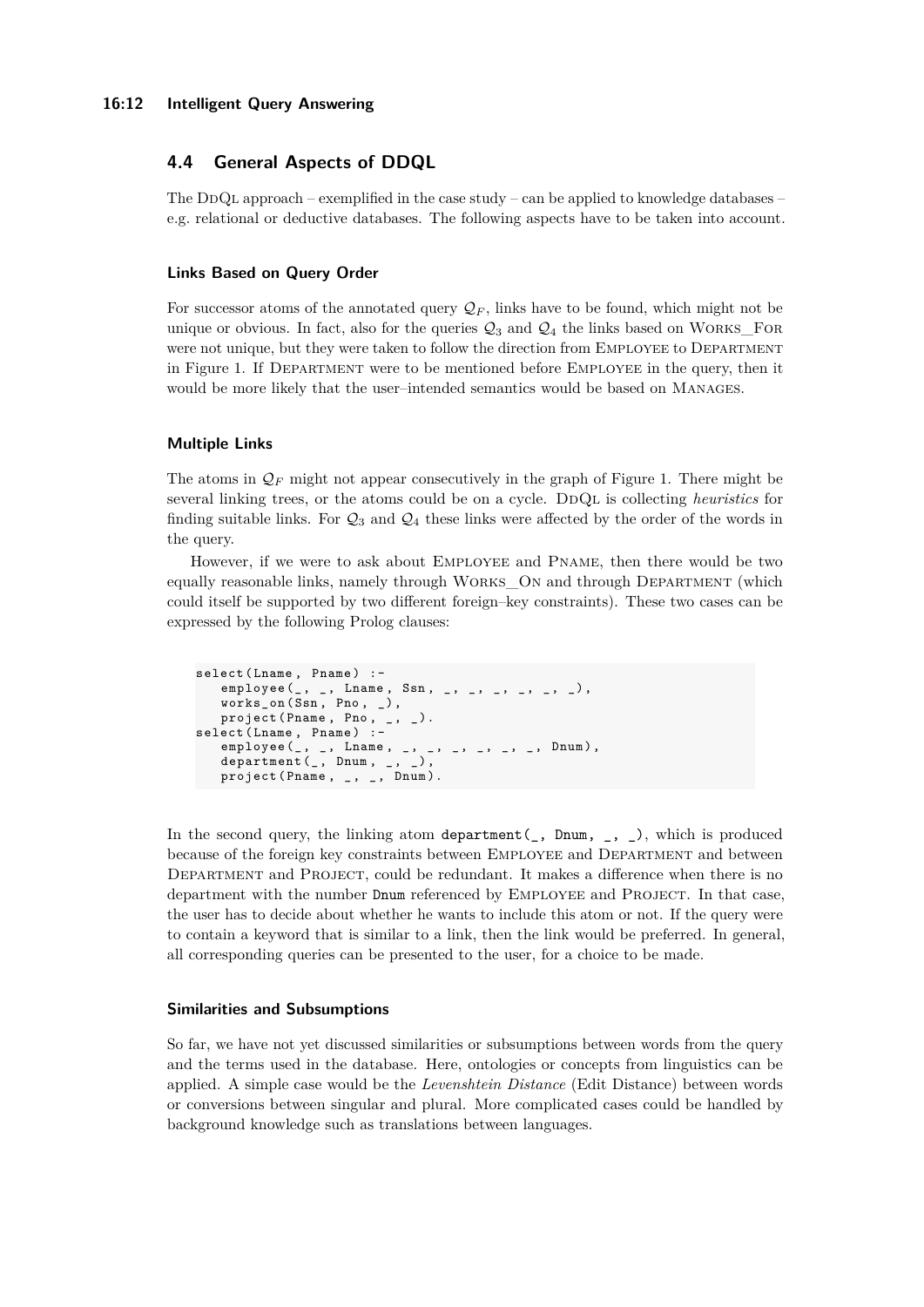## 4.4 General Aspects of DDQL

The DdQl approach – exemplified in the case study – can be applied to knowledge databases – e.g. relational or deductive databases. The following aspects have to be taken into account.

### Links Based on Query Order

For successor atoms of the annotated query $\mathcal{Q}_F$, links have to be found, which might not be unique or obvious. In fact, also for the queries $\mathcal{Q}_3$ and $\mathcal{Q}_4$ the links based on Works_For were not unique, but they were taken to follow the direction from Employee to Department in Figure 1. If Department were to be mentioned before Employee in the query, then it would be more likely that the user–intended semantics would be based on Manages.

### Multiple Links

The atoms in $\mathcal{Q}_F$ might not appear consecutively in the graph of Figure 1. There might be several linking trees, or the atoms could be on a cycle. DdQl is collecting *heuristics* for finding suitable links. For $\mathcal{Q}_3$ and $\mathcal{Q}_4$ these links were affected by the order of the words in the query.

However, if we were to ask about Employee and Pname, then there would be two equally reasonable links, namely through Works_On and through Department (which could itself be supported by two different foreign–key constraints). These two cases can be expressed by the following Prolog clauses:

```
select(Lname, Pname) :-
   employee(_, _, Lname, Ssn, _, _, _, _, _, _),
   works_on(Ssn, Pno, _),
   project(Pname, Pno, _, _).
select(Lname, Pname) :-
   employee(_, _, Lname, _, _, _, _, _, _, Dnum),
   department(_, Dnum, _, _),
   project(Pname, _, _, Dnum).
```

In the second query, the linking atom `department(_, Dnum, _, _)`, which is produced because of the foreign key constraints between Employee and Department and between Department and Project, could be redundant. It makes a difference when there is no department with the number `Dnum` referenced by Employee and Project. In that case, the user has to decide about whether he wants to include this atom or not. If the query were to contain a keyword that is similar to a link, then the link would be preferred. In general, all corresponding queries can be presented to the user, for a choice to be made.

### Similarities and Subsumptions

So far, we have not yet discussed similarities or subsumptions between words from the query and the terms used in the database. Here, ontologies or concepts from linguistics can be applied. A simple case would be the *Levenshtein Distance* (Edit Distance) between words or conversions between singular and plural. More complicated cases could be handled by background knowledge such as translations between languages.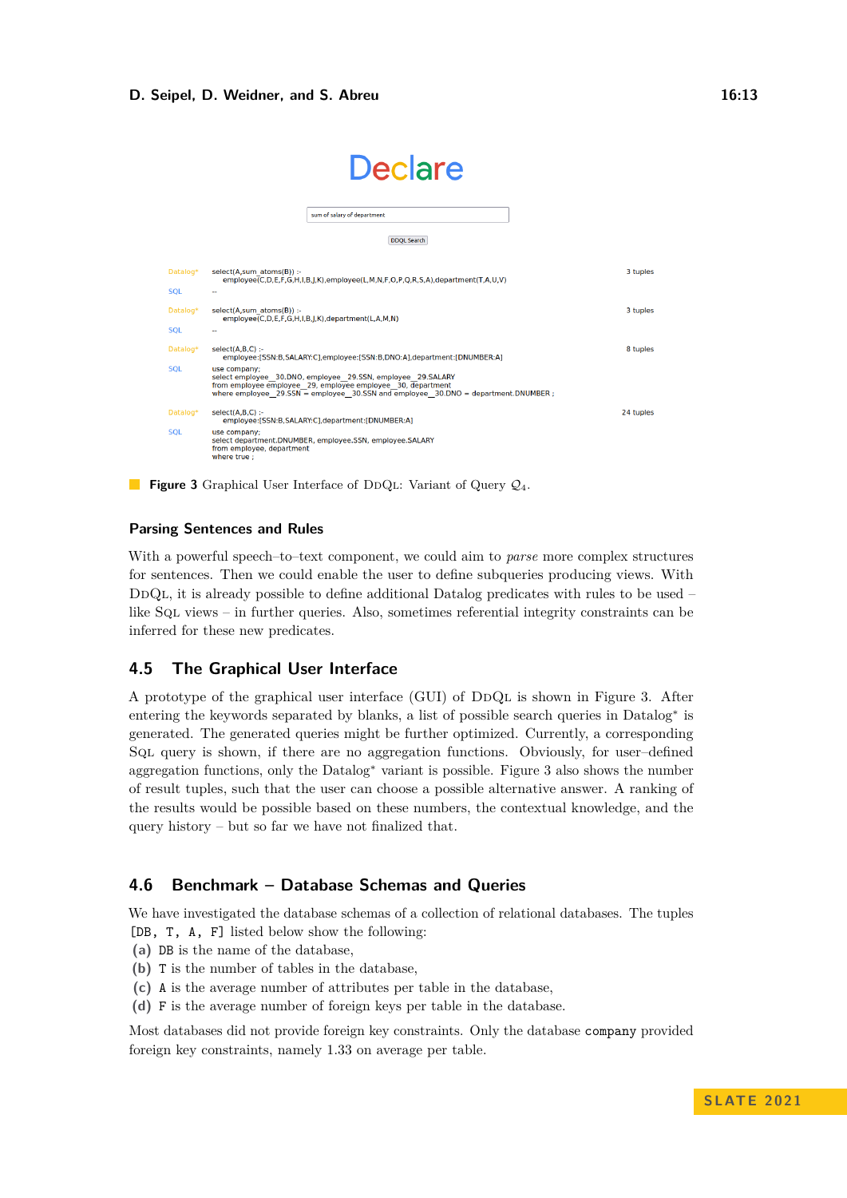Declare

sum of salary of department

DDQL Search

| | | |
|---|---|---|
| Datalog* | select(A,sum_atoms(B)) :- employee(C,D,E,F,G,H,I,B,J,K),employee(L,M,N,F,O,P,Q,R,S,A),department(T,A,U,V) | 3 tuples |
| SQL | -- | |
| Datalog* | select(A,sum_atoms(B)) :- employee(C,D,E,F,G,H,I,B,J,K),department(L,A,M,N) | 3 tuples |
| SQL | -- | |
| Datalog* | select(A,B,C) :- employee:[SSN:B,SALARY:C],employee:[SSN:B,DNO:A],department:[DNUMBER:A] | 8 tuples |
| SQL | use company; select employee__30.DNO, employee__29.SSN, employee__29.SALARY from employee employee__29, employee employee__30, department where employee__29.SSN = employee__30.SSN and employee__30.DNO = department.DNUMBER ; | |
| Datalog* | select(A,B,C) :- employee:[SSN:B,SALARY:C],department:[DNUMBER:A] | 24 tuples |
| SQL | use company; select department.DNUMBER, employee.SSN, employee.SALARY from employee, department where true ; | |

**Figure 3** Graphical User Interface of DDQL: Variant of Query $Q_4$.

### Parsing Sentences and Rules

With a powerful speech–to–text component, we could aim to *parse* more complex structures for sentences. Then we could enable the user to define subqueries producing views. With DDQL, it is already possible to define additional Datalog predicates with rules to be used – like SQL views – in further queries. Also, sometimes referential integrity constraints can be inferred for these new predicates.

## 4.5 The Graphical User Interface

A prototype of the graphical user interface (GUI) of DDQL is shown in Figure 3. After entering the keywords separated by blanks, a list of possible search queries in Datalog* is generated. The generated queries might be further optimized. Currently, a corresponding SQL query is shown, if there are no aggregation functions. Obviously, for user–defined aggregation functions, only the Datalog* variant is possible. Figure 3 also shows the number of result tuples, such that the user can choose a possible alternative answer. A ranking of the results would be possible based on these numbers, the contextual knowledge, and the query history – but so far we have not finalized that.

## 4.6 Benchmark – Database Schemas and Queries

We have investigated the database schemas of a collection of relational databases. The tuples `[DB, T, A, F]` listed below show the following:

**(a)** `DB` is the name of the database,
**(b)** `T` is the number of tables in the database,
**(c)** `A` is the average number of attributes per table in the database,
**(d)** `F` is the average number of foreign keys per table in the database.

Most databases did not provide foreign key constraints. Only the database `company` provided foreign key constraints, namely 1.33 on average per table.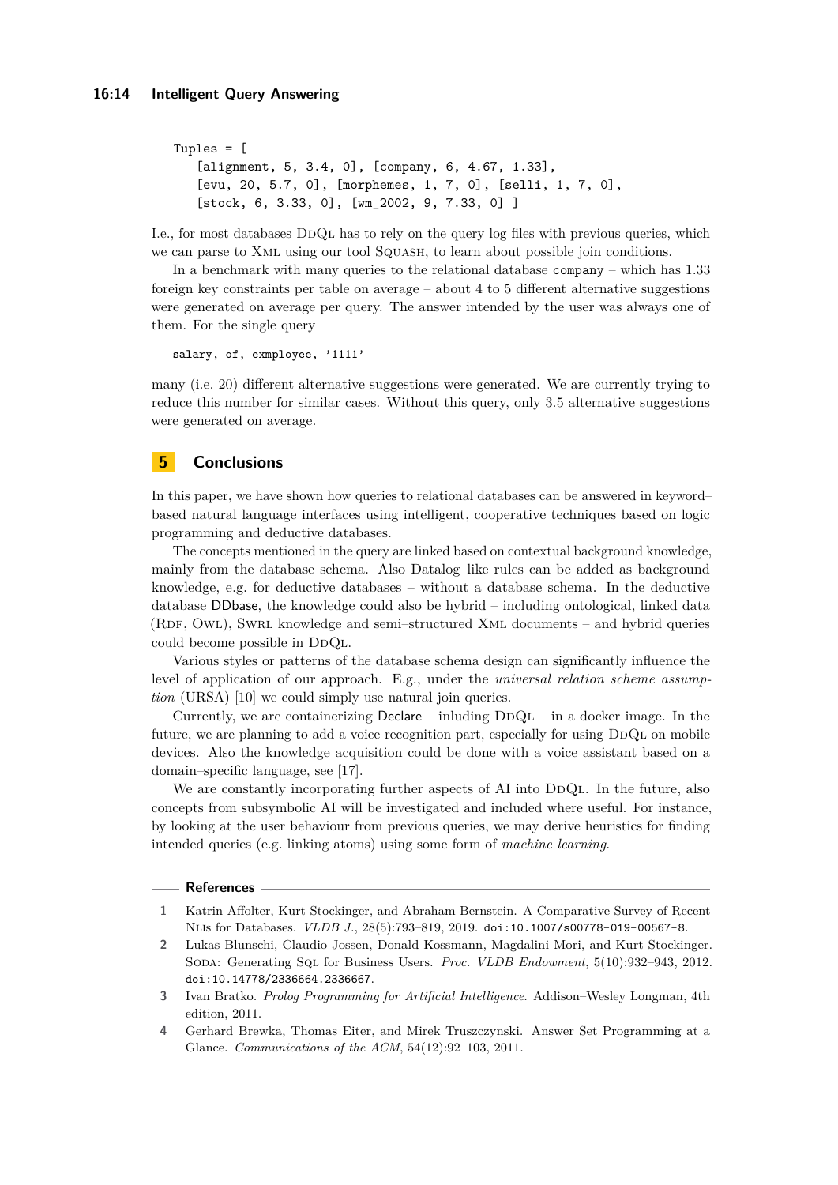```
Tuples = [
    [alignment, 5, 3.4, 0], [company, 6, 4.67, 1.33],
    [evu, 20, 5.7, 0], [morphemes, 1, 7, 0], [selli, 1, 7, 0],
    [stock, 6, 3.33, 0], [wm_2002, 9, 7.33, 0] ]
```

I.e., for most databases DDQL has to rely on the query log files with previous queries, which we can parse to XML using our tool SQUASH, to learn about possible join conditions.

In a benchmark with many queries to the relational database `company` – which has 1.33 foreign key constraints per table on average – about 4 to 5 different alternative suggestions were generated on average per query. The answer intended by the user was always one of them. For the single query

```
salary, of, exmployee, '1111'
```

many (i.e. 20) different alternative suggestions were generated. We are currently trying to reduce this number for similar cases. Without this query, only 3.5 alternative suggestions were generated on average.

## 5 Conclusions

In this paper, we have shown how queries to relational databases can be answered in keyword–based natural language interfaces using intelligent, cooperative techniques based on logic programming and deductive databases.

The concepts mentioned in the query are linked based on contextual background knowledge, mainly from the database schema. Also Datalog–like rules can be added as background knowledge, e.g. for deductive databases – without a database schema. In the deductive database DDbase, the knowledge could also be hybrid – including ontological, linked data (RDF, OWL), SWRL knowledge and semi–structured XML documents – and hybrid queries could become possible in DDQL.

Various styles or patterns of the database schema design can significantly influence the level of application of our approach. E.g., under the *universal relation scheme assumption* (URSA) [10] we could simply use natural join queries.

Currently, we are containerizing Declare – inluding DDQL – in a docker image. In the future, we are planning to add a voice recognition part, especially for using DDQL on mobile devices. Also the knowledge acquisition could be done with a voice assistant based on a domain–specific language, see [17].

We are constantly incorporating further aspects of AI into DDQL. In the future, also concepts from subsymbolic AI will be investigated and included where useful. For instance, by looking at the user behaviour from previous queries, we may derive heuristics for finding intended queries (e.g. linking atoms) using some form of *machine learning*.

## References

1. Katrin Affolter, Kurt Stockinger, and Abraham Bernstein. A Comparative Survey of Recent NLIs for Databases. *VLDB J.*, 28(5):793–819, 2019. doi:10.1007/s00778-019-00567-8.
2. Lukas Blunschi, Claudio Jossen, Donald Kossmann, Magdalini Mori, and Kurt Stockinger. SODA: Generating SQL for Business Users. *Proc. VLDB Endowment*, 5(10):932–943, 2012. doi:10.14778/2336664.2336667.
3. Ivan Bratko. *Prolog Programming for Artificial Intelligence*. Addison–Wesley Longman, 4th edition, 2011.
4. Gerhard Brewka, Thomas Eiter, and Mirek Truszczynski. Answer Set Programming at a Glance. *Communications of the ACM*, 54(12):92–103, 2011.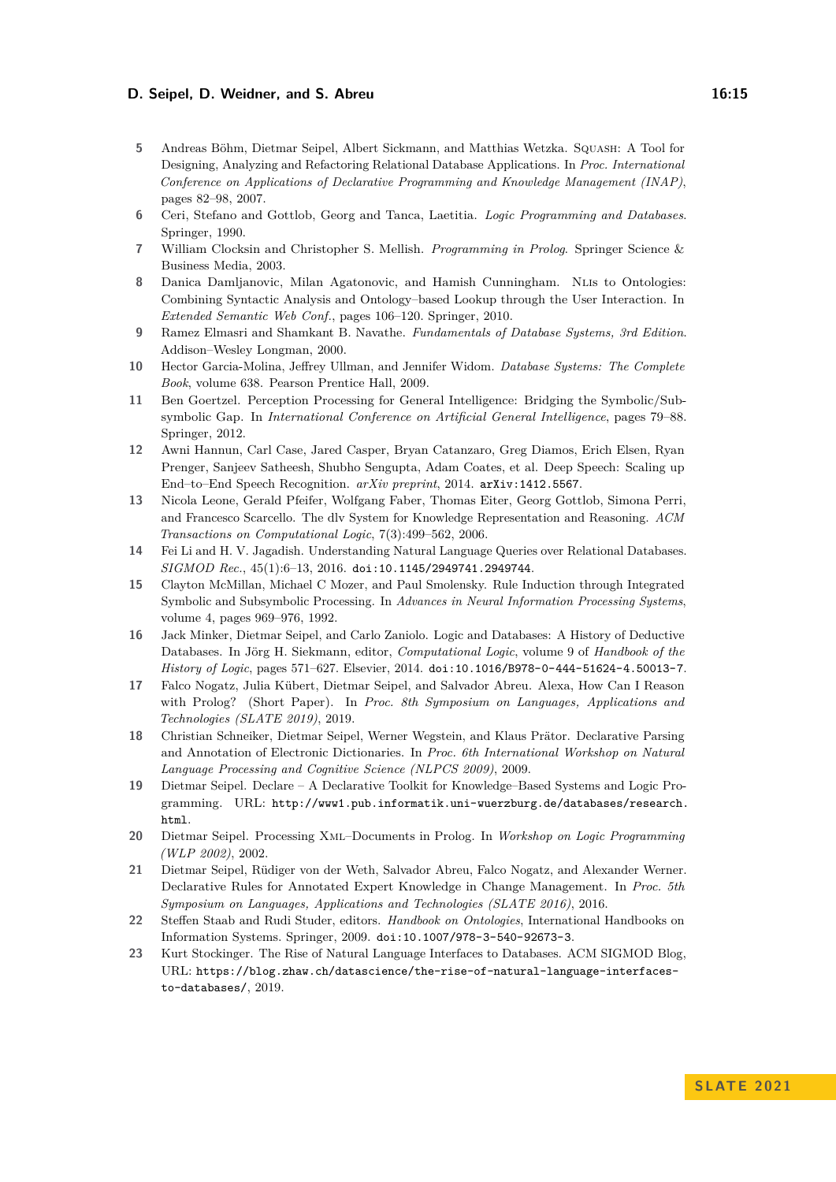5. Andreas Böhm, Dietmar Seipel, Albert Sickmann, and Matthias Wetzka. Squash: A Tool for Designing, Analyzing and Refactoring Relational Database Applications. In *Proc. International Conference on Applications of Declarative Programming and Knowledge Management (INAP)*, pages 82–98, 2007.
6. Ceri, Stefano and Gottlob, Georg and Tanca, Laetitia. *Logic Programming and Databases*. Springer, 1990.
7. William Clocksin and Christopher S. Mellish. *Programming in Prolog*. Springer Science & Business Media, 2003.
8. Danica Damljanovic, Milan Agatonovic, and Hamish Cunningham. Nlis to Ontologies: Combining Syntactic Analysis and Ontology–based Lookup through the User Interaction. In *Extended Semantic Web Conf.*, pages 106–120. Springer, 2010.
9. Ramez Elmasri and Shamkant B. Navathe. *Fundamentals of Database Systems, 3rd Edition*. Addison–Wesley Longman, 2000.
10. Hector Garcia-Molina, Jeffrey Ullman, and Jennifer Widom. *Database Systems: The Complete Book*, volume 638. Pearson Prentice Hall, 2009.
11. Ben Goertzel. Perception Processing for General Intelligence: Bridging the Symbolic/Subsymbolic Gap. In *International Conference on Artificial General Intelligence*, pages 79–88. Springer, 2012.
12. Awni Hannun, Carl Case, Jared Casper, Bryan Catanzaro, Greg Diamos, Erich Elsen, Ryan Prenger, Sanjeev Satheesh, Shubho Sengupta, Adam Coates, et al. Deep Speech: Scaling up End–to–End Speech Recognition. *arXiv preprint*, 2014. arXiv:1412.5567.
13. Nicola Leone, Gerald Pfeifer, Wolfgang Faber, Thomas Eiter, Georg Gottlob, Simona Perri, and Francesco Scarcello. The dlv System for Knowledge Representation and Reasoning. *ACM Transactions on Computational Logic*, 7(3):499–562, 2006.
14. Fei Li and H. V. Jagadish. Understanding Natural Language Queries over Relational Databases. *SIGMOD Rec.*, 45(1):6–13, 2016. doi:10.1145/2949741.2949744.
15. Clayton McMillan, Michael C Mozer, and Paul Smolensky. Rule Induction through Integrated Symbolic and Subsymbolic Processing. In *Advances in Neural Information Processing Systems*, volume 4, pages 969–976, 1992.
16. Jack Minker, Dietmar Seipel, and Carlo Zaniolo. Logic and Databases: A History of Deductive Databases. In Jörg H. Siekmann, editor, *Computational Logic*, volume 9 of *Handbook of the History of Logic*, pages 571–627. Elsevier, 2014. doi:10.1016/B978-0-444-51624-4.50013-7.
17. Falco Nogatz, Julia Kübert, Dietmar Seipel, and Salvador Abreu. Alexa, How Can I Reason with Prolog? (Short Paper). In *Proc. 8th Symposium on Languages, Applications and Technologies (SLATE 2019)*, 2019.
18. Christian Schneiker, Dietmar Seipel, Werner Wegstein, and Klaus Prätor. Declarative Parsing and Annotation of Electronic Dictionaries. In *Proc. 6th International Workshop on Natural Language Processing and Cognitive Science (NLPCS 2009)*, 2009.
19. Dietmar Seipel. Declare – A Declarative Toolkit for Knowledge–Based Systems and Logic Programming. URL: http://www1.pub.informatik.uni-wuerzburg.de/databases/research.html.
20. Dietmar Seipel. Processing Xml–Documents in Prolog. In *Workshop on Logic Programming (WLP 2002)*, 2002.
21. Dietmar Seipel, Rüdiger von der Weth, Salvador Abreu, Falco Nogatz, and Alexander Werner. Declarative Rules for Annotated Expert Knowledge in Change Management. In *Proc. 5th Symposium on Languages, Applications and Technologies (SLATE 2016)*, 2016.
22. Steffen Staab and Rudi Studer, editors. *Handbook on Ontologies*, International Handbooks on Information Systems. Springer, 2009. doi:10.1007/978-3-540-92673-3.
23. Kurt Stockinger. The Rise of Natural Language Interfaces to Databases. ACM SIGMOD Blog, URL: https://blog.zhaw.ch/datascience/the-rise-of-natural-language-interfaces-to-databases/, 2019.